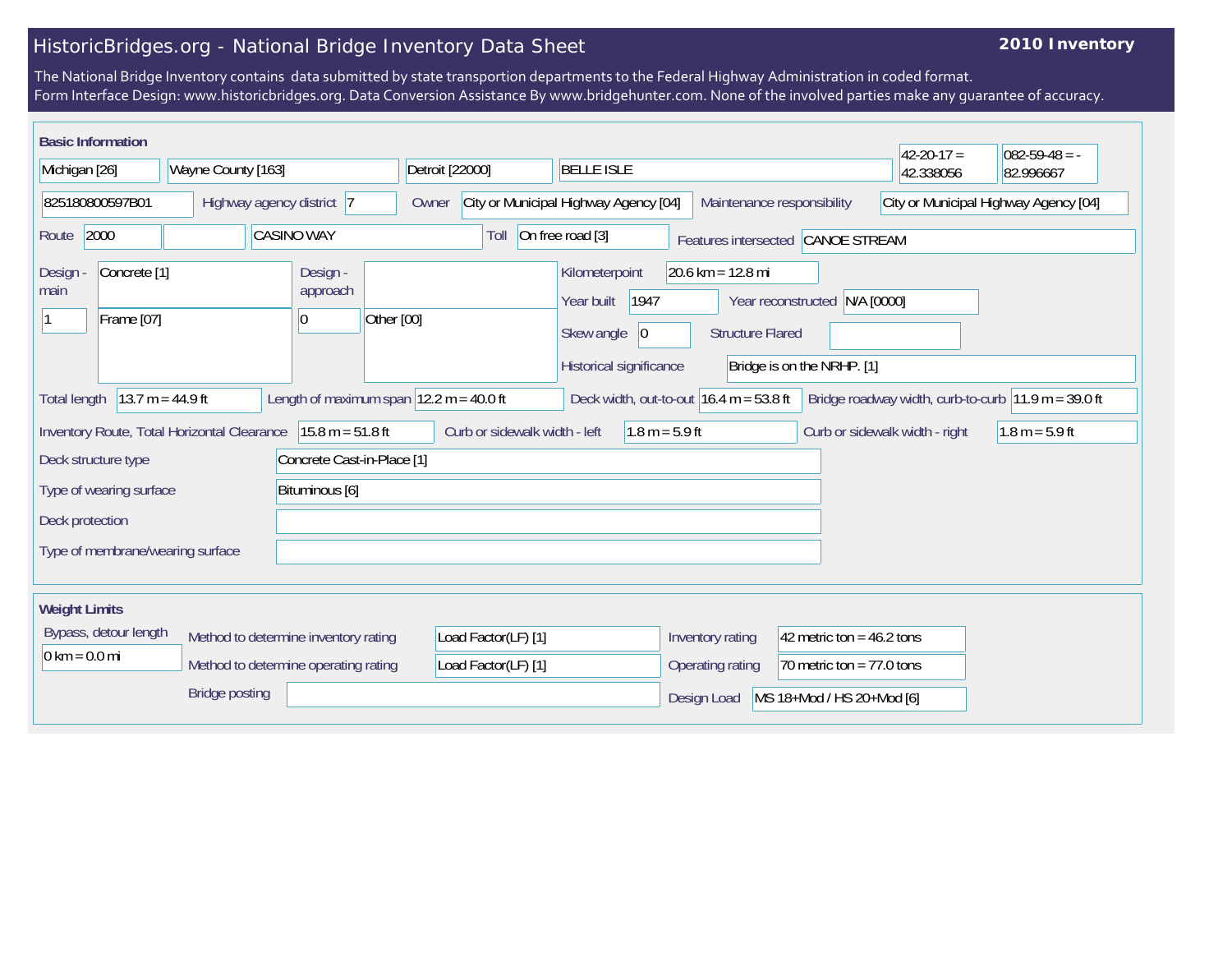# HistoricBridges.org - National Bridge Inventory Data Sheet

**2010 Inventory**

The National Bridge Inventory contains data submitted by state transportion departments to the Federal Highway Administration in coded format.
Form Interface Design: www.historicbridges.org. Data Conversion Assistance By www.bridgehunter.com. None of the involved parties make any guarantee of accuracy.

## Basic Information

| | |
|---|---|
| State | Michigan [26] |
| County | Wayne County [163] |
| Place | Detroit [22000] |
| Location | BELLE ISLE |
| Latitude | 42-20-17 = 42.338056 |
| Longitude | 082-59-48 = -82.996667 |
| Structure number | 825180800597B01 |
| Highway agency district | 7 |
| Owner | City or Municipal Highway Agency [04] |
| Maintenance responsibility | City or Municipal Highway Agency [04] |
| Route | 2000 |
| Facility carried | CASINO WAY |
| Toll | On free road [3] |
| Features intersected | CANOE STREAM |
| Design - main | Concrete [1] |
| | 1 — Frame [07] |
| Design - approach | |
| | 0 — Other [00] |
| Kilometerpoint | 20.6 km = 12.8 mi |
| Year built | 1947 |
| Year reconstructed | N/A [0000] |
| Skew angle | 0 |
| Structure Flared | |
| Historical significance | Bridge is on the NRHP. [1] |
| Total length | 13.7 m = 44.9 ft |
| Length of maximum span | 12.2 m = 40.0 ft |
| Deck width, out-to-out | 16.4 m = 53.8 ft |
| Bridge roadway width, curb-to-curb | 11.9 m = 39.0 ft |
| Inventory Route, Total Horizontal Clearance | 15.8 m = 51.8 ft |
| Curb or sidewalk width - left | 1.8 m = 5.9 ft |
| Curb or sidewalk width - right | 1.8 m = 5.9 ft |
| Deck structure type | Concrete Cast-in-Place [1] |
| Type of wearing surface | Bituminous [6] |
| Deck protection | |
| Type of membrane/wearing surface | |

## Weight Limits

| | |
|---|---|
| Bypass, detour length | 0 km = 0.0 mi |
| Method to determine inventory rating | Load Factor(LF) [1] |
| Method to determine operating rating | Load Factor(LF) [1] |
| Bridge posting | |
| Inventory rating | 42 metric ton = 46.2 tons |
| Operating rating | 70 metric ton = 77.0 tons |
| Design Load | MS 18+Mod / HS 20+Mod [6] |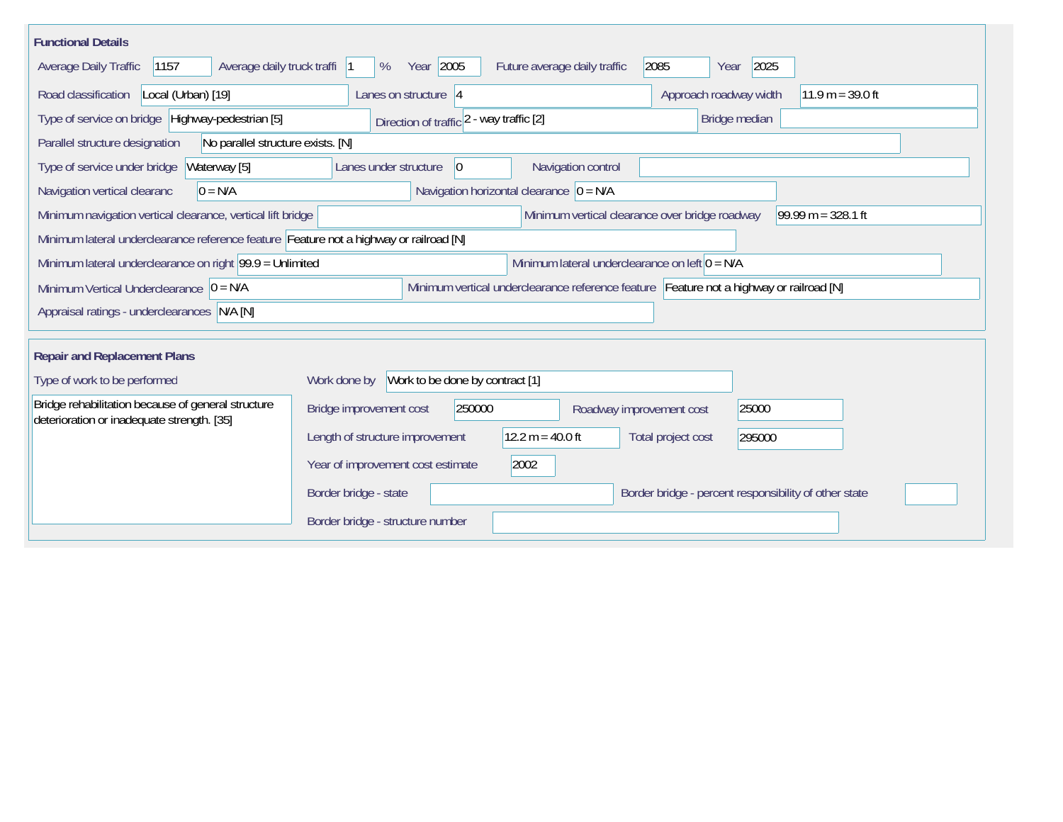## Functional Details

Average Daily Traffic: 1157
Average daily truck traffi: 1 %
Year: 2005
Future average daily traffic: 2085
Year: 2025

Road classification: Local (Urban) [19]
Lanes on structure: 4
Approach roadway width: 11.9 m = 39.0 ft

Type of service on bridge: Highway-pedestrian [5]
Direction of traffic: 2 - way traffic [2]
Bridge median:

Parallel structure designation: No parallel structure exists. [N]

Type of service under bridge: Waterway [5]
Lanes under structure: 0
Navigation control:

Navigation vertical clearanc: 0 = N/A
Navigation horizontal clearance: 0 = N/A

Minimum navigation vertical clearance, vertical lift bridge:
Minimum vertical clearance over bridge roadway: 99.99 m = 328.1 ft

Minimum lateral underclearance reference feature: Feature not a highway or railroad [N]

Minimum lateral underclearance on right: 99.9 = Unlimited
Minimum lateral underclearance on left: 0 = N/A

Minimum Vertical Underclearance: 0 = N/A
Minimum vertical underclearance reference feature: Feature not a highway or railroad [N]

Appraisal ratings - underclearances: N/A [N]

## Repair and Replacement Plans

Type of work to be performed:

Bridge rehabilitation because of general structure deterioration or inadequate strength. [35]

Work done by: Work to be done by contract [1]

Bridge improvement cost: 250000
Roadway improvement cost: 25000

Length of structure improvement: 12.2 m = 40.0 ft
Total project cost: 295000

Year of improvement cost estimate: 2002

Border bridge - state:
Border bridge - percent responsibility of other state:

Border bridge - structure number: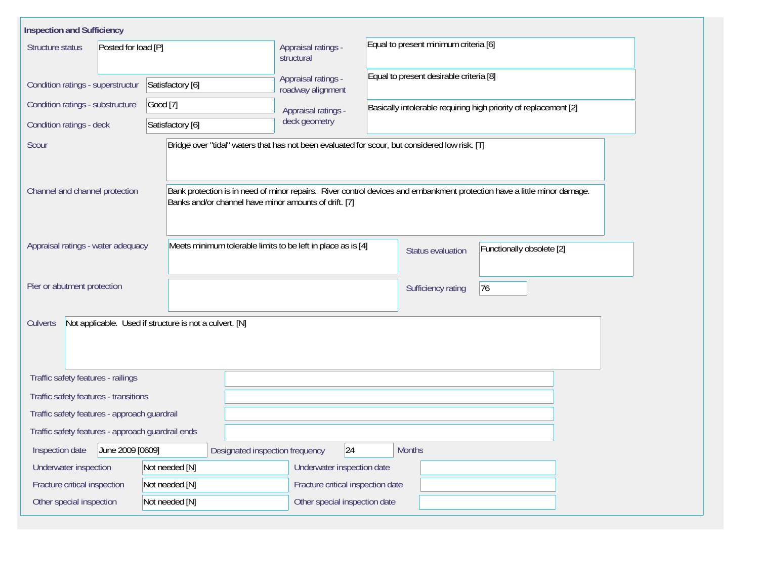## Inspection and Sufficiency

| Field | Value |
|---|---|
| Structure status | Posted for load [P] |
| Condition ratings - superstructur | Satisfactory [6] |
| Condition ratings - substructure | Good [7] |
| Condition ratings - deck | Satisfactory [6] |
| Appraisal ratings - structural | Equal to present minimum criteria [6] |
| Appraisal ratings - roadway alignment | Equal to present desirable criteria [8] |
| Appraisal ratings - deck geometry | Basically intolerable requiring high priority of replacement [2] |
| Scour | Bridge over "tidal" waters that has not been evaluated for scour, but considered low risk. [T] |
| Channel and channel protection | Bank protection is in need of minor repairs. River control devices and embankment protection have a little minor damage. Banks and/or channel have minor amounts of drift. [7] |
| Appraisal ratings - water adequacy | Meets minimum tolerable limits to be left in place as is [4] |
| Status evaluation | Functionally obsolete [2] |
| Pier or abutment protection | |
| Sufficiency rating | 76 |
| Culverts | Not applicable. Used if structure is not a culvert. [N] |
| Traffic safety features - railings | |
| Traffic safety features - transitions | |
| Traffic safety features - approach guardrail | |
| Traffic safety features - approach guardrail ends | |
| Inspection date | June 2009 [0609] |
| Designated inspection frequency | 24 Months |
| Underwater inspection | Not needed [N] |
| Underwater inspection date | |
| Fracture critical inspection | Not needed [N] |
| Fracture critical inspection date | |
| Other special inspection | Not needed [N] |
| Other special inspection date | |